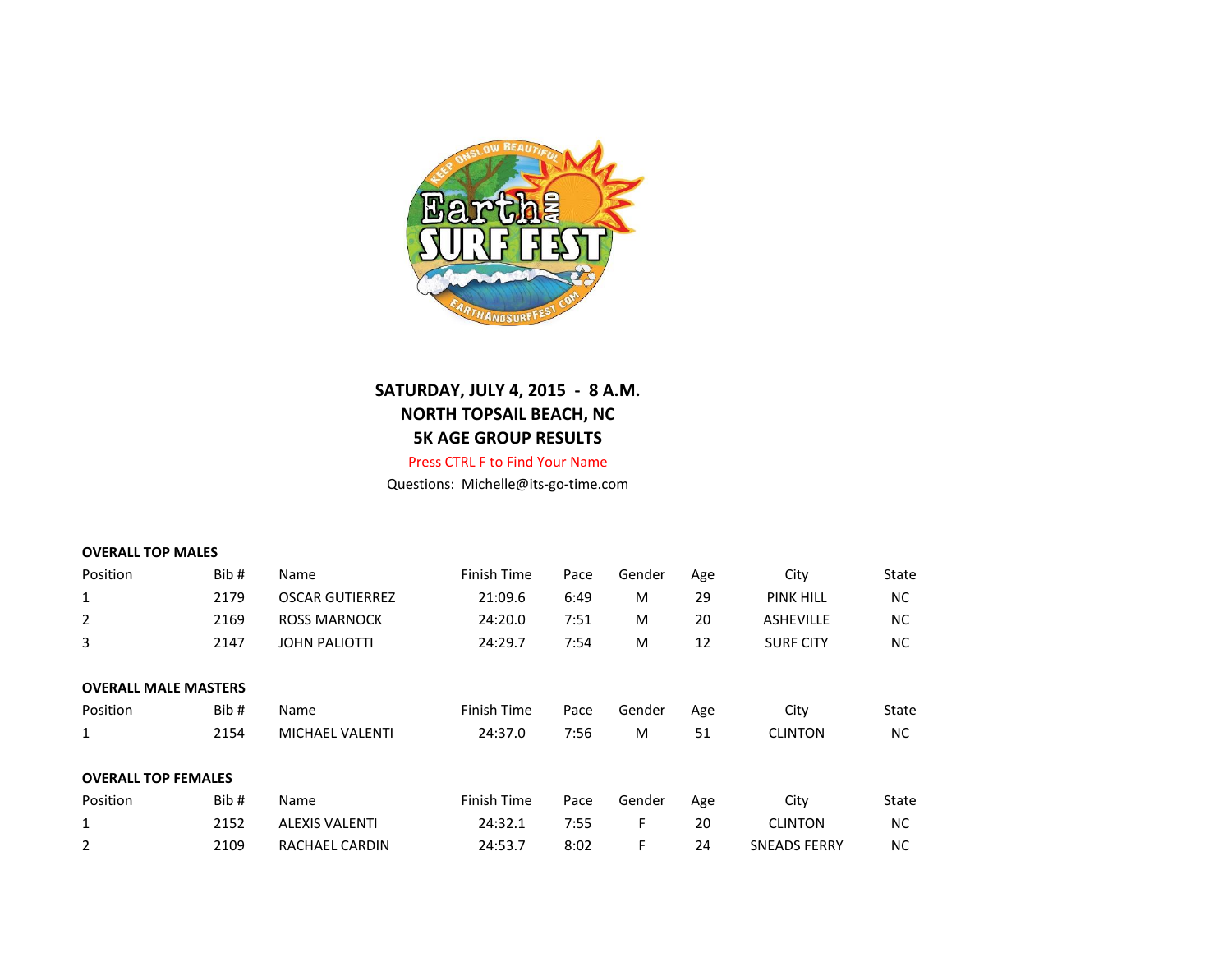**SATURDAY, JULY 4, 2015 - 8 A.M.**
**NORTH TOPSAIL BEACH, NC**
**5K AGE GROUP RESULTS**

Press CTRL F to Find Your Name

Questions: Michelle@its-go-time.com

**OVERALL TOP MALES**

| Position | Bib # | Name | Finish Time | Pace | Gender | Age | City | State |
|---|---|---|---|---|---|---|---|---|
| 1 | 2179 | OSCAR GUTIERREZ | 21:09.6 | 6:49 | M | 29 | PINK HILL | NC |
| 2 | 2169 | ROSS MARNOCK | 24:20.0 | 7:51 | M | 20 | ASHEVILLE | NC |
| 3 | 2147 | JOHN PALIOTTI | 24:29.7 | 7:54 | M | 12 | SURF CITY | NC |

**OVERALL MALE MASTERS**

| Position | Bib # | Name | Finish Time | Pace | Gender | Age | City | State |
|---|---|---|---|---|---|---|---|---|
| 1 | 2154 | MICHAEL VALENTI | 24:37.0 | 7:56 | M | 51 | CLINTON | NC |

**OVERALL TOP FEMALES**

| Position | Bib # | Name | Finish Time | Pace | Gender | Age | City | State |
|---|---|---|---|---|---|---|---|---|
| 1 | 2152 | ALEXIS VALENTI | 24:32.1 | 7:55 | F | 20 | CLINTON | NC |
| 2 | 2109 | RACHAEL CARDIN | 24:53.7 | 8:02 | F | 24 | SNEADS FERRY | NC |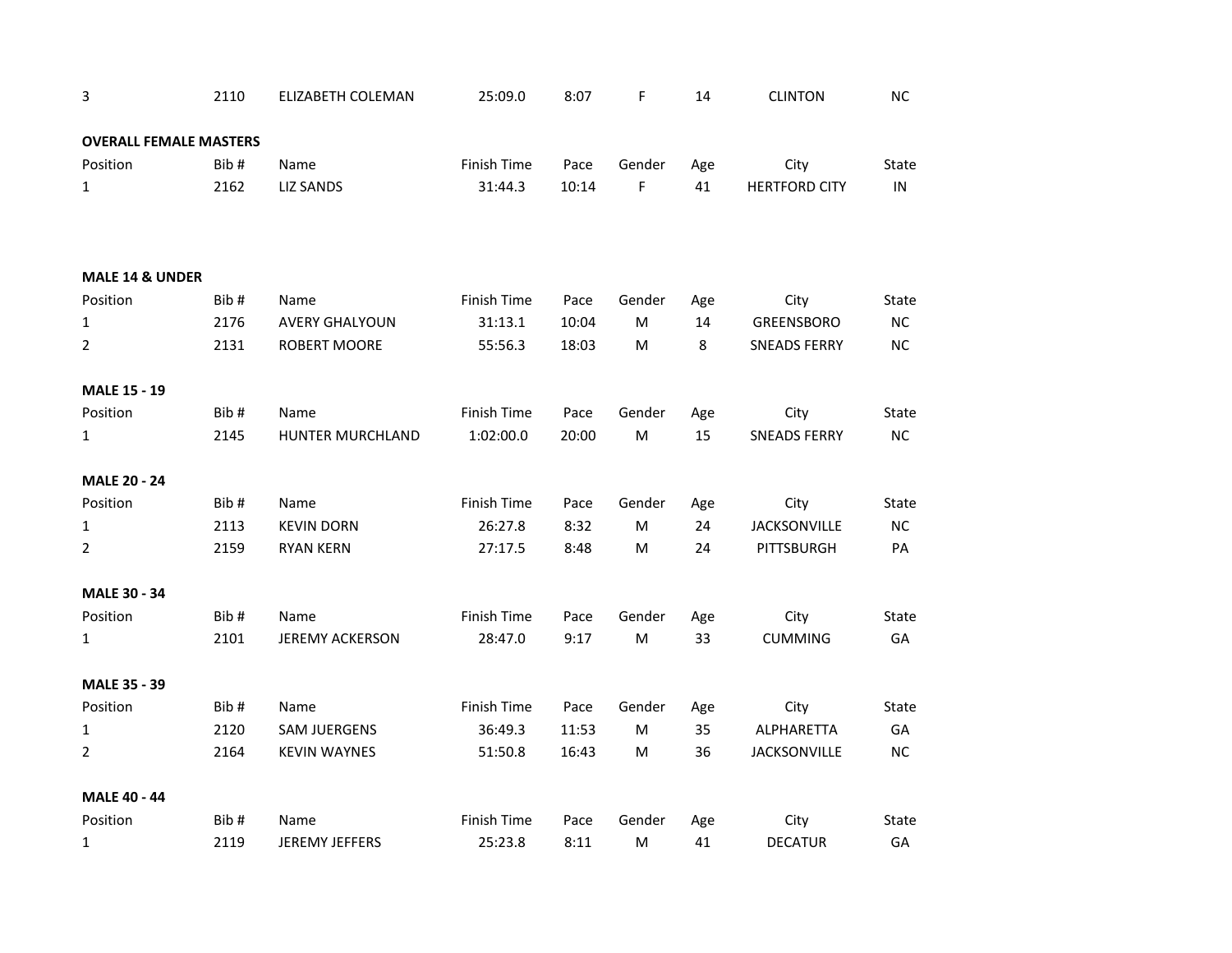| 3 | 2110 | ELIZABETH COLEMAN | 25:09.0 | 8:07 | F | 14 | CLINTON | NC |
|---|---|---|---|---|---|---|---|---|

**OVERALL FEMALE MASTERS**

| Position | Bib # | Name | Finish Time | Pace | Gender | Age | City | State |
|---|---|---|---|---|---|---|---|---|
| 1 | 2162 | LIZ SANDS | 31:44.3 | 10:14 | F | 41 | HERTFORD CITY | IN |

**MALE 14 & UNDER**

| Position | Bib # | Name | Finish Time | Pace | Gender | Age | City | State |
|---|---|---|---|---|---|---|---|---|
| 1 | 2176 | AVERY GHALYOUN | 31:13.1 | 10:04 | M | 14 | GREENSBORO | NC |
| 2 | 2131 | ROBERT MOORE | 55:56.3 | 18:03 | M | 8 | SNEADS FERRY | NC |

**MALE 15 - 19**

| Position | Bib # | Name | Finish Time | Pace | Gender | Age | City | State |
|---|---|---|---|---|---|---|---|---|
| 1 | 2145 | HUNTER MURCHLAND | 1:02:00.0 | 20:00 | M | 15 | SNEADS FERRY | NC |

**MALE 20 - 24**

| Position | Bib # | Name | Finish Time | Pace | Gender | Age | City | State |
|---|---|---|---|---|---|---|---|---|
| 1 | 2113 | KEVIN DORN | 26:27.8 | 8:32 | M | 24 | JACKSONVILLE | NC |
| 2 | 2159 | RYAN KERN | 27:17.5 | 8:48 | M | 24 | PITTSBURGH | PA |

**MALE 30 - 34**

| Position | Bib # | Name | Finish Time | Pace | Gender | Age | City | State |
|---|---|---|---|---|---|---|---|---|
| 1 | 2101 | JEREMY ACKERSON | 28:47.0 | 9:17 | M | 33 | CUMMING | GA |

**MALE 35 - 39**

| Position | Bib # | Name | Finish Time | Pace | Gender | Age | City | State |
|---|---|---|---|---|---|---|---|---|
| 1 | 2120 | SAM JUERGENS | 36:49.3 | 11:53 | M | 35 | ALPHARETTA | GA |
| 2 | 2164 | KEVIN WAYNES | 51:50.8 | 16:43 | M | 36 | JACKSONVILLE | NC |

**MALE 40 - 44**

| Position | Bib # | Name | Finish Time | Pace | Gender | Age | City | State |
|---|---|---|---|---|---|---|---|---|
| 1 | 2119 | JEREMY JEFFERS | 25:23.8 | 8:11 | M | 41 | DECATUR | GA |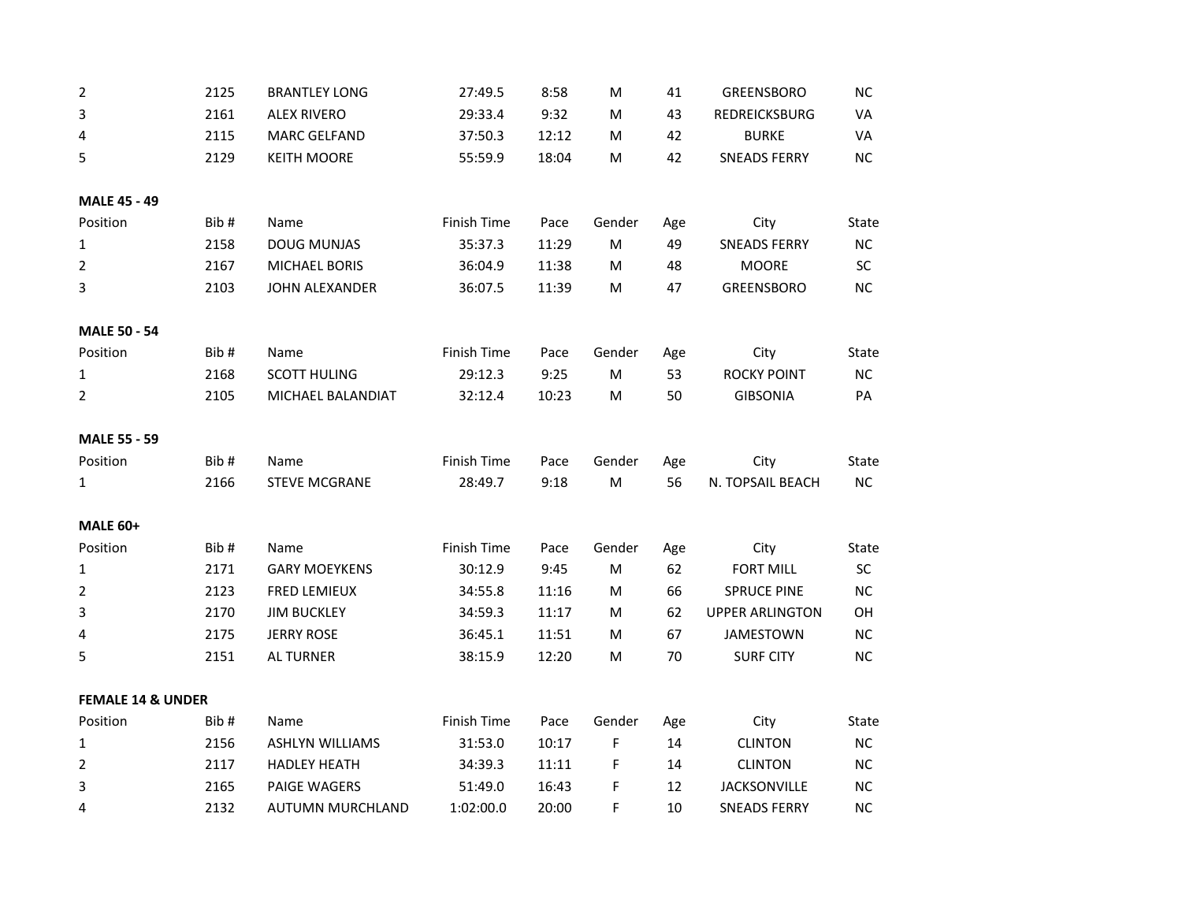| | | | | | | | | |
|---|---|---|---|---|---|---|---|---|
| 2 | 2125 | BRANTLEY LONG | 27:49.5 | 8:58 | M | 41 | GREENSBORO | NC |
| 3 | 2161 | ALEX RIVERO | 29:33.4 | 9:32 | M | 43 | REDREICKSBURG | VA |
| 4 | 2115 | MARC GELFAND | 37:50.3 | 12:12 | M | 42 | BURKE | VA |
| 5 | 2129 | KEITH MOORE | 55:59.9 | 18:04 | M | 42 | SNEADS FERRY | NC |

**MALE 45 - 49**

| Position | Bib # | Name | Finish Time | Pace | Gender | Age | City | State |
|---|---|---|---|---|---|---|---|---|
| 1 | 2158 | DOUG MUNJAS | 35:37.3 | 11:29 | M | 49 | SNEADS FERRY | NC |
| 2 | 2167 | MICHAEL BORIS | 36:04.9 | 11:38 | M | 48 | MOORE | SC |
| 3 | 2103 | JOHN ALEXANDER | 36:07.5 | 11:39 | M | 47 | GREENSBORO | NC |

**MALE 50 - 54**

| Position | Bib # | Name | Finish Time | Pace | Gender | Age | City | State |
|---|---|---|---|---|---|---|---|---|
| 1 | 2168 | SCOTT HULING | 29:12.3 | 9:25 | M | 53 | ROCKY POINT | NC |
| 2 | 2105 | MICHAEL BALANDIAT | 32:12.4 | 10:23 | M | 50 | GIBSONIA | PA |

**MALE 55 - 59**

| Position | Bib # | Name | Finish Time | Pace | Gender | Age | City | State |
|---|---|---|---|---|---|---|---|---|
| 1 | 2166 | STEVE MCGRANE | 28:49.7 | 9:18 | M | 56 | N. TOPSAIL BEACH | NC |

**MALE 60+**

| Position | Bib # | Name | Finish Time | Pace | Gender | Age | City | State |
|---|---|---|---|---|---|---|---|---|
| 1 | 2171 | GARY MOEYKENS | 30:12.9 | 9:45 | M | 62 | FORT MILL | SC |
| 2 | 2123 | FRED LEMIEUX | 34:55.8 | 11:16 | M | 66 | SPRUCE PINE | NC |
| 3 | 2170 | JIM BUCKLEY | 34:59.3 | 11:17 | M | 62 | UPPER ARLINGTON | OH |
| 4 | 2175 | JERRY ROSE | 36:45.1 | 11:51 | M | 67 | JAMESTOWN | NC |
| 5 | 2151 | AL TURNER | 38:15.9 | 12:20 | M | 70 | SURF CITY | NC |

**FEMALE 14 & UNDER**

| Position | Bib # | Name | Finish Time | Pace | Gender | Age | City | State |
|---|---|---|---|---|---|---|---|---|
| 1 | 2156 | ASHLYN WILLIAMS | 31:53.0 | 10:17 | F | 14 | CLINTON | NC |
| 2 | 2117 | HADLEY HEATH | 34:39.3 | 11:11 | F | 14 | CLINTON | NC |
| 3 | 2165 | PAIGE WAGERS | 51:49.0 | 16:43 | F | 12 | JACKSONVILLE | NC |
| 4 | 2132 | AUTUMN MURCHLAND | 1:02:00.0 | 20:00 | F | 10 | SNEADS FERRY | NC |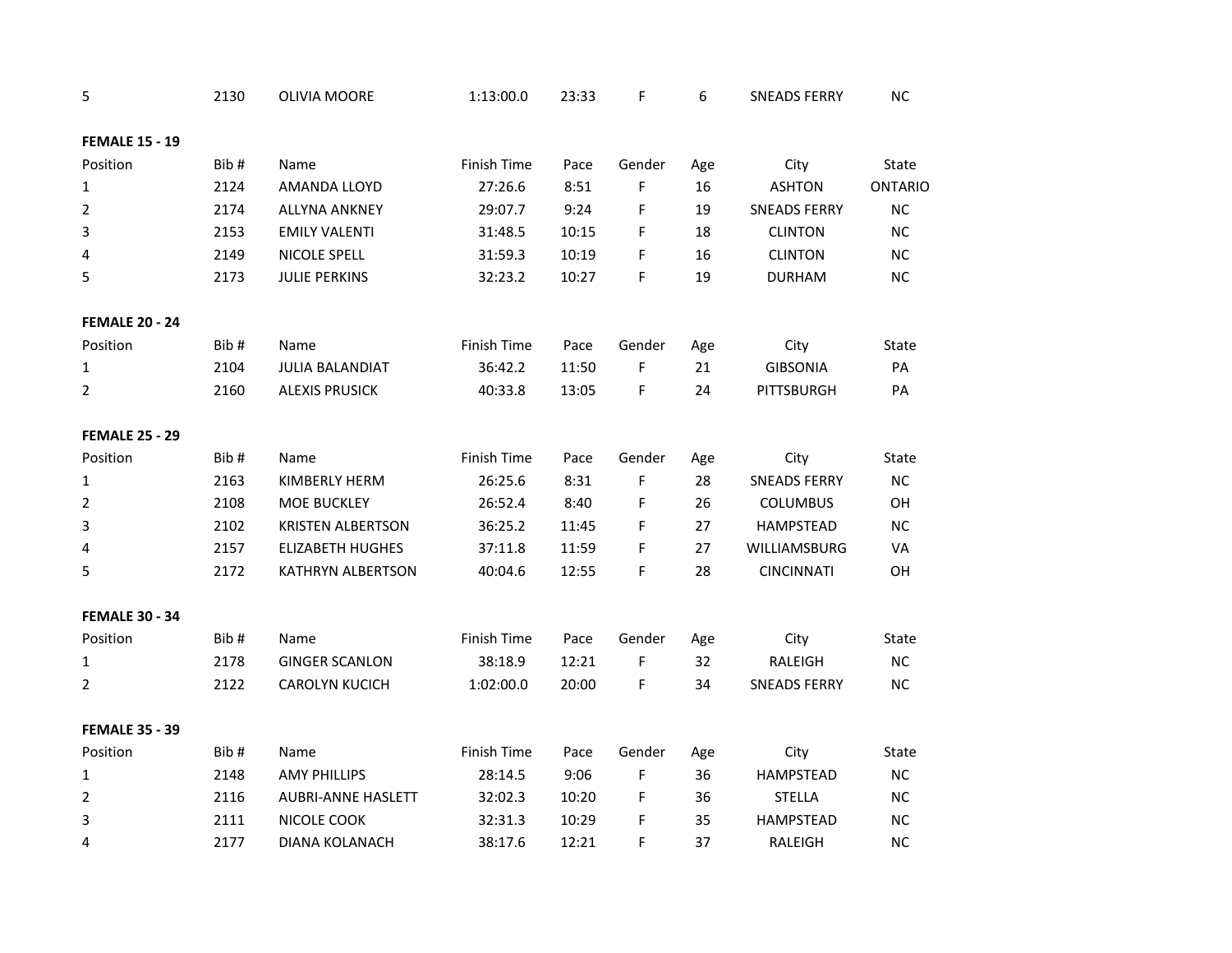| 5 | 2130 | OLIVIA MOORE | 1:13:00.0 | 23:33 | F | 6 | SNEADS FERRY | NC |
|---|---|---|---|---|---|---|---|---|

**FEMALE 15 - 19**

| Position | Bib # | Name | Finish Time | Pace | Gender | Age | City | State |
|---|---|---|---|---|---|---|---|---|
| 1 | 2124 | AMANDA LLOYD | 27:26.6 | 8:51 | F | 16 | ASHTON | ONTARIO |
| 2 | 2174 | ALLYNA ANKNEY | 29:07.7 | 9:24 | F | 19 | SNEADS FERRY | NC |
| 3 | 2153 | EMILY VALENTI | 31:48.5 | 10:15 | F | 18 | CLINTON | NC |
| 4 | 2149 | NICOLE SPELL | 31:59.3 | 10:19 | F | 16 | CLINTON | NC |
| 5 | 2173 | JULIE PERKINS | 32:23.2 | 10:27 | F | 19 | DURHAM | NC |

**FEMALE 20 - 24**

| Position | Bib # | Name | Finish Time | Pace | Gender | Age | City | State |
|---|---|---|---|---|---|---|---|---|
| 1 | 2104 | JULIA BALANDIAT | 36:42.2 | 11:50 | F | 21 | GIBSONIA | PA |
| 2 | 2160 | ALEXIS PRUSICK | 40:33.8 | 13:05 | F | 24 | PITTSBURGH | PA |

**FEMALE 25 - 29**

| Position | Bib # | Name | Finish Time | Pace | Gender | Age | City | State |
|---|---|---|---|---|---|---|---|---|
| 1 | 2163 | KIMBERLY HERM | 26:25.6 | 8:31 | F | 28 | SNEADS FERRY | NC |
| 2 | 2108 | MOE BUCKLEY | 26:52.4 | 8:40 | F | 26 | COLUMBUS | OH |
| 3 | 2102 | KRISTEN ALBERTSON | 36:25.2 | 11:45 | F | 27 | HAMPSTEAD | NC |
| 4 | 2157 | ELIZABETH HUGHES | 37:11.8 | 11:59 | F | 27 | WILLIAMSBURG | VA |
| 5 | 2172 | KATHRYN ALBERTSON | 40:04.6 | 12:55 | F | 28 | CINCINNATI | OH |

**FEMALE 30 - 34**

| Position | Bib # | Name | Finish Time | Pace | Gender | Age | City | State |
|---|---|---|---|---|---|---|---|---|
| 1 | 2178 | GINGER SCANLON | 38:18.9 | 12:21 | F | 32 | RALEIGH | NC |
| 2 | 2122 | CAROLYN KUCICH | 1:02:00.0 | 20:00 | F | 34 | SNEADS FERRY | NC |

**FEMALE 35 - 39**

| Position | Bib # | Name | Finish Time | Pace | Gender | Age | City | State |
|---|---|---|---|---|---|---|---|---|
| 1 | 2148 | AMY PHILLIPS | 28:14.5 | 9:06 | F | 36 | HAMPSTEAD | NC |
| 2 | 2116 | AUBRI-ANNE HASLETT | 32:02.3 | 10:20 | F | 36 | STELLA | NC |
| 3 | 2111 | NICOLE COOK | 32:31.3 | 10:29 | F | 35 | HAMPSTEAD | NC |
| 4 | 2177 | DIANA KOLANACH | 38:17.6 | 12:21 | F | 37 | RALEIGH | NC |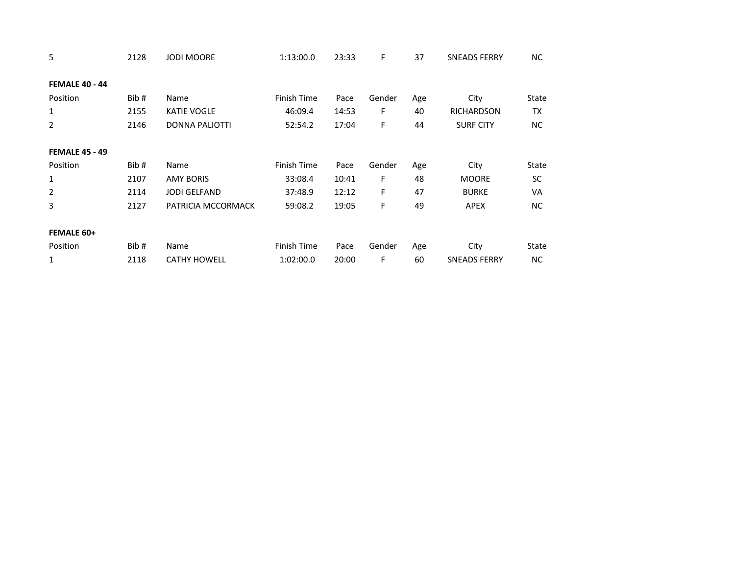| | | | | | | | | |
|---|---|---|---|---|---|---|---|---|
| 5 | 2128 | JODI MOORE | 1:13:00.0 | 23:33 | F | 37 | SNEADS FERRY | NC |

**FEMALE 40 - 44**

| Position | Bib # | Name | Finish Time | Pace | Gender | Age | City | State |
|---|---|---|---|---|---|---|---|---|
| 1 | 2155 | KATIE VOGLE | 46:09.4 | 14:53 | F | 40 | RICHARDSON | TX |
| 2 | 2146 | DONNA PALIOTTI | 52:54.2 | 17:04 | F | 44 | SURF CITY | NC |

**FEMALE 45 - 49**

| Position | Bib # | Name | Finish Time | Pace | Gender | Age | City | State |
|---|---|---|---|---|---|---|---|---|
| 1 | 2107 | AMY BORIS | 33:08.4 | 10:41 | F | 48 | MOORE | SC |
| 2 | 2114 | JODI GELFAND | 37:48.9 | 12:12 | F | 47 | BURKE | VA |
| 3 | 2127 | PATRICIA MCCORMACK | 59:08.2 | 19:05 | F | 49 | APEX | NC |

**FEMALE 60+**

| Position | Bib # | Name | Finish Time | Pace | Gender | Age | City | State |
|---|---|---|---|---|---|---|---|---|
| 1 | 2118 | CATHY HOWELL | 1:02:00.0 | 20:00 | F | 60 | SNEADS FERRY | NC |